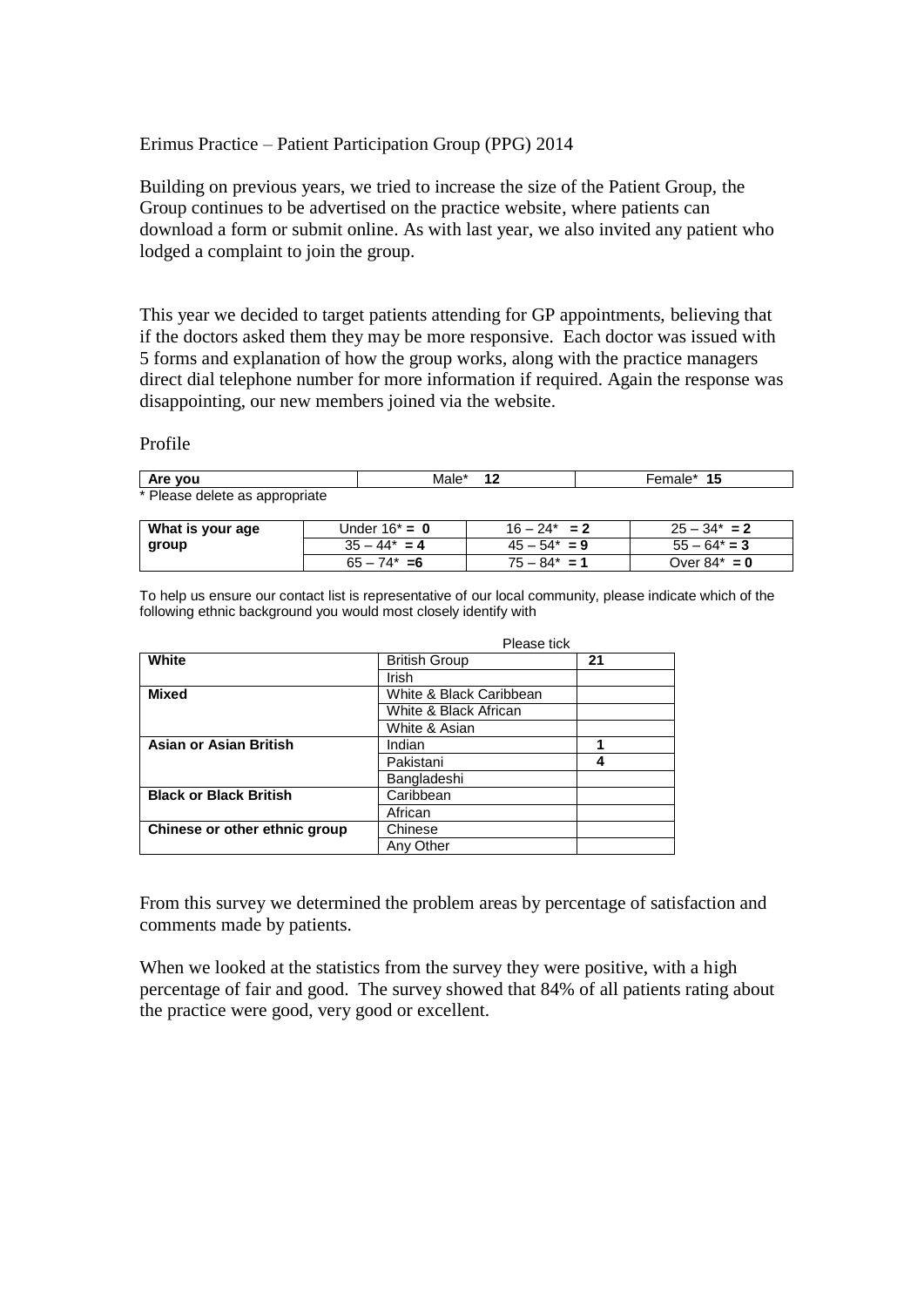Erimus Practice – Patient Participation Group (PPG) 2014

Building on previous years, we tried to increase the size of the Patient Group, the Group continues to be advertised on the practice website, where patients can download a form or submit online. As with last year, we also invited any patient who lodged a complaint to join the group.

This year we decided to target patients attending for GP appointments, believing that if the doctors asked them they may be more responsive. Each doctor was issued with 5 forms and explanation of how the group works, along with the practice managers direct dial telephone number for more information if required. Again the response was disappointing, our new members joined via the website.

Profile

| **Are you** | Male* **12** | Female* **15** |
|---|---|---|

* Please delete as appropriate

| **What is your age group** | Under 16* = **0** | 16 – 24* = **2** | 25 – 34* = **2** |
|---|---|---|---|
| | 35 – 44* = **4** | 45 – 54* = **9** | 55 – 64* = **3** |
| | 65 – 74* = **6** | 75 – 84* = **1** | Over 84* = **0** |

To help us ensure our contact list is representative of our local community, please indicate which of the following ethnic background you would most closely identify with

| | | Please tick |
|---|---|---|
| **White** | British Group | **21** |
| | Irish | |
| **Mixed** | White & Black Caribbean | |
| | White & Black African | |
| | White & Asian | |
| **Asian or Asian British** | Indian | **1** |
| | Pakistani | **4** |
| | Bangladeshi | |
| **Black or Black British** | Caribbean | |
| | African | |
| **Chinese or other ethnic group** | Chinese | |
| | Any Other | |

From this survey we determined the problem areas by percentage of satisfaction and comments made by patients.

When we looked at the statistics from the survey they were positive, with a high percentage of fair and good. The survey showed that 84% of all patients rating about the practice were good, very good or excellent.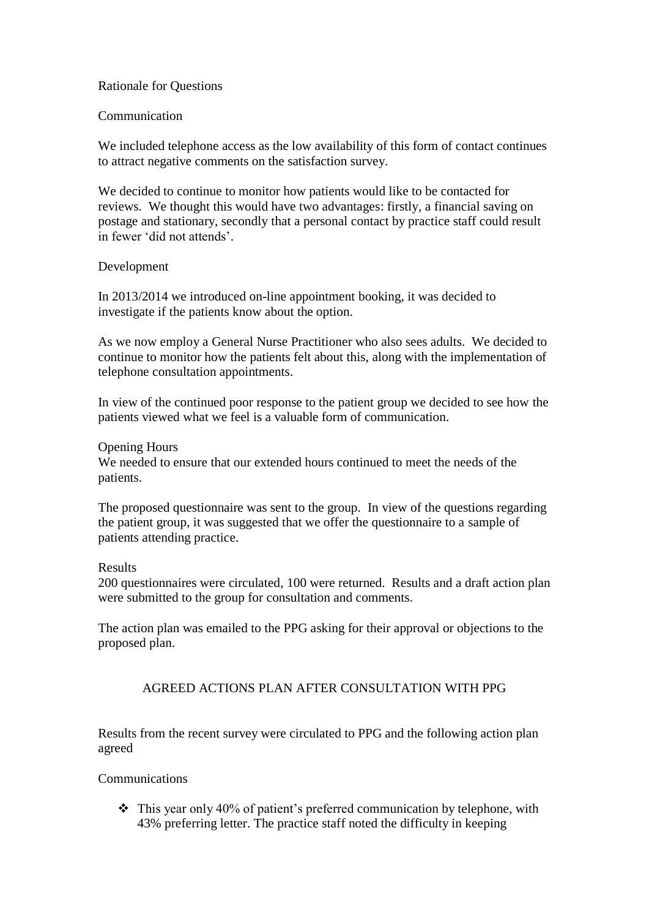Rationale for Questions

Communication

We included telephone access as the low availability of this form of contact continues to attract negative comments on the satisfaction survey.

We decided to continue to monitor how patients would like to be contacted for reviews. We thought this would have two advantages: firstly, a financial saving on postage and stationary, secondly that a personal contact by practice staff could result in fewer 'did not attends'.

Development

In 2013/2014 we introduced on-line appointment booking, it was decided to investigate if the patients know about the option.

As we now employ a General Nurse Practitioner who also sees adults. We decided to continue to monitor how the patients felt about this, along with the implementation of telephone consultation appointments.

In view of the continued poor response to the patient group we decided to see how the patients viewed what we feel is a valuable form of communication.

Opening Hours
We needed to ensure that our extended hours continued to meet the needs of the patients.

The proposed questionnaire was sent to the group. In view of the questions regarding the patient group, it was suggested that we offer the questionnaire to a sample of patients attending practice.

Results
200 questionnaires were circulated, 100 were returned. Results and a draft action plan were submitted to the group for consultation and comments.

The action plan was emailed to the PPG asking for their approval or objections to the proposed plan.

## AGREED ACTIONS PLAN AFTER CONSULTATION WITH PPG

Results from the recent survey were circulated to PPG and the following action plan agreed

Communications

- This year only 40% of patient's preferred communication by telephone, with 43% preferring letter. The practice staff noted the difficulty in keeping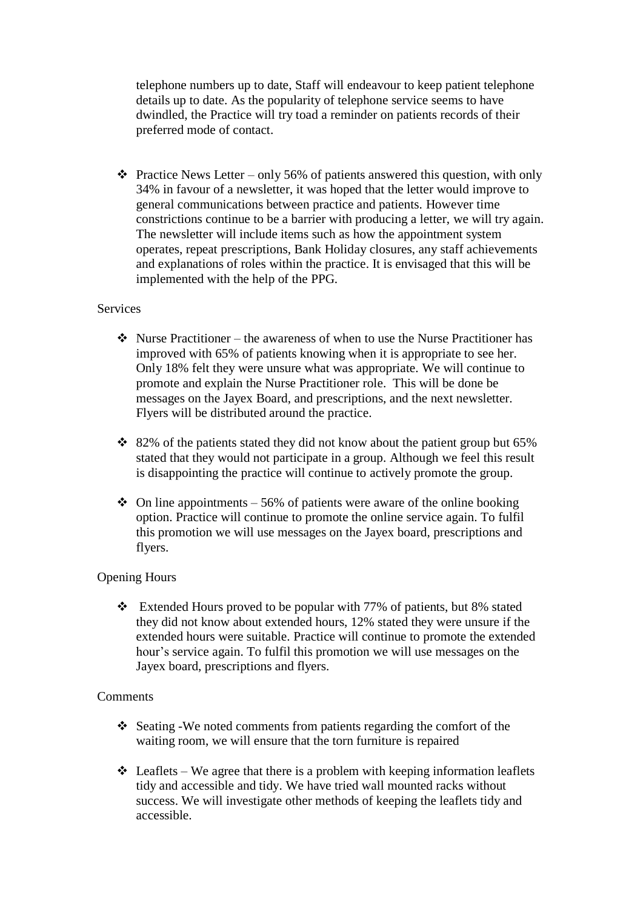telephone numbers up to date, Staff will endeavour to keep patient telephone details up to date. As the popularity of telephone service seems to have dwindled, the Practice will try toad a reminder on patients records of their preferred mode of contact.

- Practice News Letter – only 56% of patients answered this question, with only 34% in favour of a newsletter, it was hoped that the letter would improve to general communications between practice and patients. However time constrictions continue to be a barrier with producing a letter, we will try again. The newsletter will include items such as how the appointment system operates, repeat prescriptions, Bank Holiday closures, any staff achievements and explanations of roles within the practice. It is envisaged that this will be implemented with the help of the PPG.

Services

- Nurse Practitioner – the awareness of when to use the Nurse Practitioner has improved with 65% of patients knowing when it is appropriate to see her. Only 18% felt they were unsure what was appropriate. We will continue to promote and explain the Nurse Practitioner role. This will be done be messages on the Jayex Board, and prescriptions, and the next newsletter. Flyers will be distributed around the practice.

- 82% of the patients stated they did not know about the patient group but 65% stated that they would not participate in a group. Although we feel this result is disappointing the practice will continue to actively promote the group.

- On line appointments – 56% of patients were aware of the online booking option. Practice will continue to promote the online service again. To fulfil this promotion we will use messages on the Jayex board, prescriptions and flyers.

Opening Hours

- Extended Hours proved to be popular with 77% of patients, but 8% stated they did not know about extended hours, 12% stated they were unsure if the extended hours were suitable. Practice will continue to promote the extended hour's service again. To fulfil this promotion we will use messages on the Jayex board, prescriptions and flyers.

Comments

- Seating -We noted comments from patients regarding the comfort of the waiting room, we will ensure that the torn furniture is repaired

- Leaflets – We agree that there is a problem with keeping information leaflets tidy and accessible and tidy. We have tried wall mounted racks without success. We will investigate other methods of keeping the leaflets tidy and accessible.